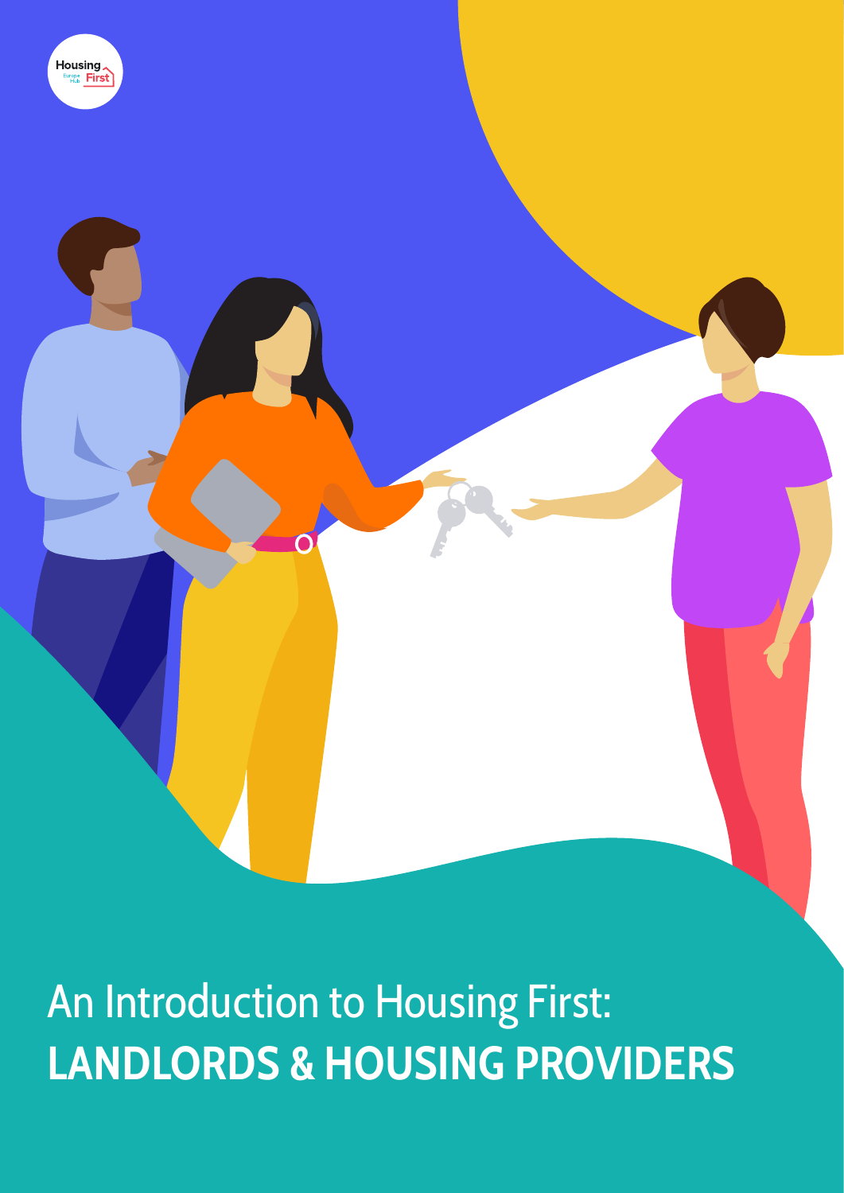# An Introduction to Housing First: **LANDLORDS & HOUSING PROVIDERS**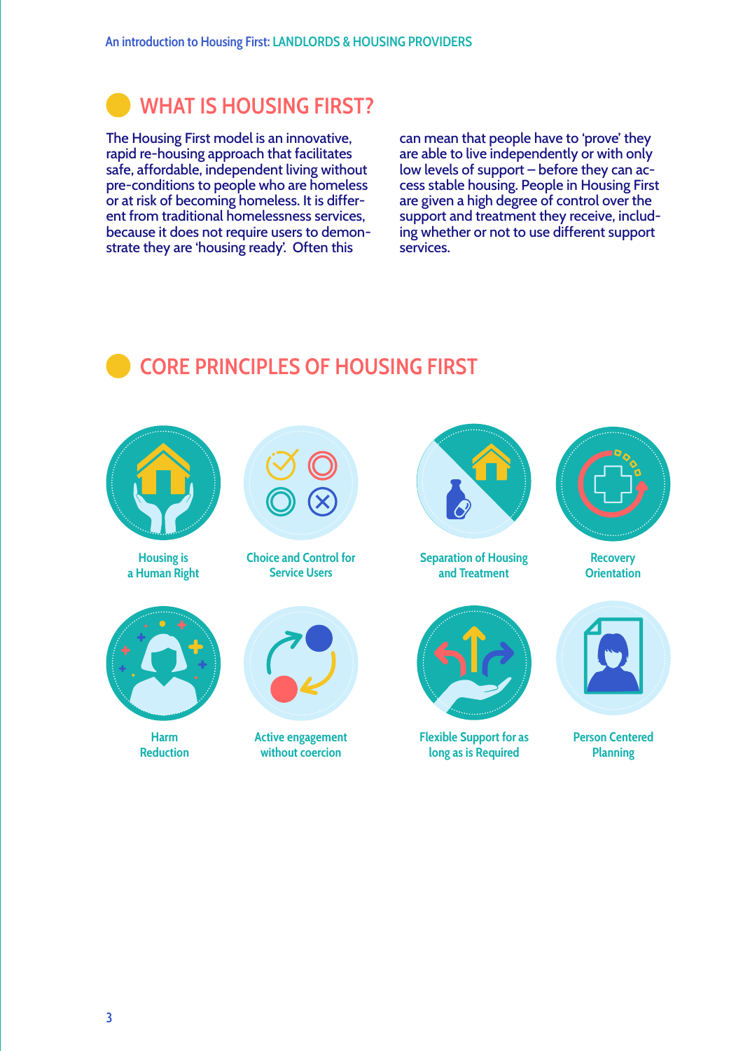## WHAT IS HOUSING FIRST?

The Housing First model is an innovative, rapid re-housing approach that facilitates safe, affordable, independent living without pre-conditions to people who are homeless or at risk of becoming homeless. It is different from traditional homelessness services, because it does not require users to demonstrate they are 'housing ready'. Often this can mean that people have to 'prove' they are able to live independently or with only low levels of support – before they can access stable housing. People in Housing First are given a high degree of control over the support and treatment they receive, including whether or not to use different support services.

## CORE PRINCIPLES OF HOUSING FIRST

Housing is a Human Right

Choice and Control for Service Users

Separation of Housing and Treatment

Recovery Orientation

Harm Reduction

Active engagement without coercion

Flexible Support for as long as is Required

Person Centered Planning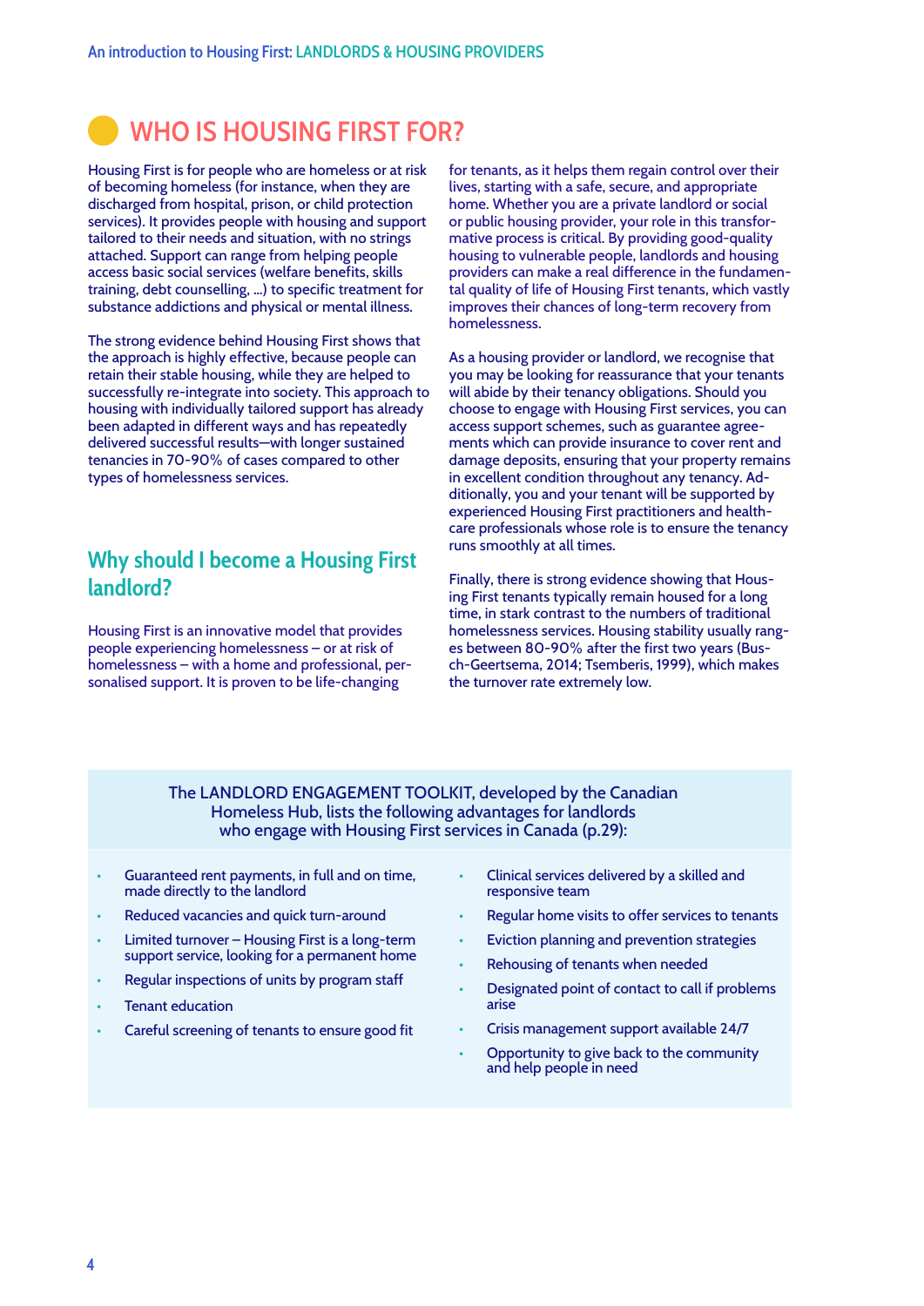## WHO IS HOUSING FIRST FOR?

Housing First is for people who are homeless or at risk of becoming homeless (for instance, when they are discharged from hospital, prison, or child protection services). It provides people with housing and support tailored to their needs and situation, with no strings attached. Support can range from helping people access basic social services (welfare benefits, skills training, debt counselling, ...) to specific treatment for substance addictions and physical or mental illness.

The strong evidence behind Housing First shows that the approach is highly effective, because people can retain their stable housing, while they are helped to successfully re-integrate into society. This approach to housing with individually tailored support has already been adapted in different ways and has repeatedly delivered successful results—with longer sustained tenancies in 70-90% of cases compared to other types of homelessness services.

### Why should I become a Housing First landlord?

Housing First is an innovative model that provides people experiencing homelessness – or at risk of homelessness – with a home and professional, personalised support. It is proven to be life-changing for tenants, as it helps them regain control over their lives, starting with a safe, secure, and appropriate home. Whether you are a private landlord or social or public housing provider, your role in this transformative process is critical. By providing good-quality housing to vulnerable people, landlords and housing providers can make a real difference in the fundamental quality of life of Housing First tenants, which vastly improves their chances of long-term recovery from homelessness.

As a housing provider or landlord, we recognise that you may be looking for reassurance that your tenants will abide by their tenancy obligations. Should you choose to engage with Housing First services, you can access support schemes, such as guarantee agreements which can provide insurance to cover rent and damage deposits, ensuring that your property remains in excellent condition throughout any tenancy. Additionally, you and your tenant will be supported by experienced Housing First practitioners and healthcare professionals whose role is to ensure the tenancy runs smoothly at all times.

Finally, there is strong evidence showing that Housing First tenants typically remain housed for a long time, in stark contrast to the numbers of traditional homelessness services. Housing stability usually ranges between 80-90% after the first two years (Busch-Geertsema, 2014; Tsemberis, 1999), which makes the turnover rate extremely low.

The LANDLORD ENGAGEMENT TOOLKIT, developed by the Canadian Homeless Hub, lists the following advantages for landlords who engage with Housing First services in Canada (p.29):

- Guaranteed rent payments, in full and on time, made directly to the landlord
- Reduced vacancies and quick turn-around
- Limited turnover – Housing First is a long-term support service, looking for a permanent home
- Regular inspections of units by program staff
- Tenant education
- Careful screening of tenants to ensure good fit
- Clinical services delivered by a skilled and responsive team
- Regular home visits to offer services to tenants
- Eviction planning and prevention strategies
- Rehousing of tenants when needed
- Designated point of contact to call if problems arise
- Crisis management support available 24/7
- Opportunity to give back to the community and help people in need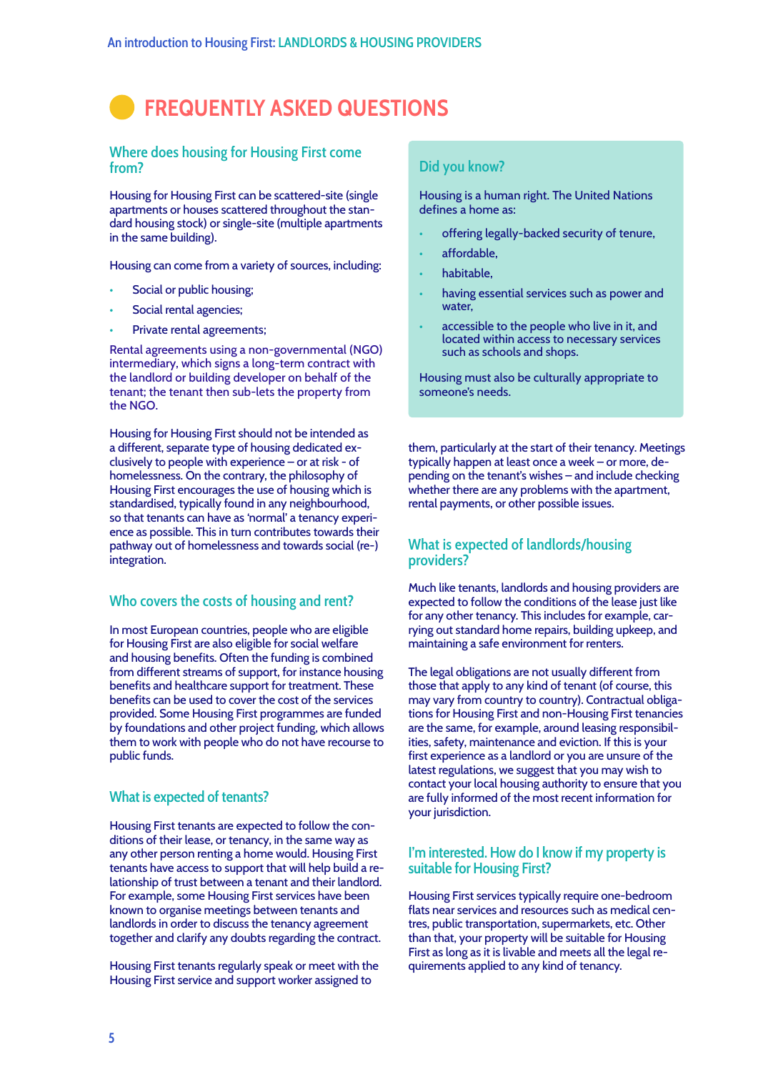# FREQUENTLY ASKED QUESTIONS

## Where does housing for Housing First come from?

Housing for Housing First can be scattered-site (single apartments or houses scattered throughout the standard housing stock) or single-site (multiple apartments in the same building).

Housing can come from a variety of sources, including:

- Social or public housing;
- Social rental agencies;
- Private rental agreements;

Rental agreements using a non-governmental (NGO) intermediary, which signs a long-term contract with the landlord or building developer on behalf of the tenant; the tenant then sub-lets the property from the NGO.

Housing for Housing First should not be intended as a different, separate type of housing dedicated exclusively to people with experience – or at risk - of homelessness. On the contrary, the philosophy of Housing First encourages the use of housing which is standardised, typically found in any neighbourhood, so that tenants can have as 'normal' a tenancy experience as possible. This in turn contributes towards their pathway out of homelessness and towards social (re-) integration.

## Who covers the costs of housing and rent?

In most European countries, people who are eligible for Housing First are also eligible for social welfare and housing benefits. Often the funding is combined from different streams of support, for instance housing benefits and healthcare support for treatment. These benefits can be used to cover the cost of the services provided. Some Housing First programmes are funded by foundations and other project funding, which allows them to work with people who do not have recourse to public funds.

## What is expected of tenants?

Housing First tenants are expected to follow the conditions of their lease, or tenancy, in the same way as any other person renting a home would. Housing First tenants have access to support that will help build a relationship of trust between a tenant and their landlord. For example, some Housing First services have been known to organise meetings between tenants and landlords in order to discuss the tenancy agreement together and clarify any doubts regarding the contract.

Housing First tenants regularly speak or meet with the Housing First service and support worker assigned to them, particularly at the start of their tenancy. Meetings typically happen at least once a week – or more, depending on the tenant's wishes – and include checking whether there are any problems with the apartment, rental payments, or other possible issues.

> ### Did you know?
>
> Housing is a human right. The United Nations defines a home as:
>
> - offering legally-backed security of tenure,
> - affordable,
> - habitable,
> - having essential services such as power and water,
> - accessible to the people who live in it, and located within access to necessary services such as schools and shops.
>
> Housing must also be culturally appropriate to someone's needs.

## What is expected of landlords/housing providers?

Much like tenants, landlords and housing providers are expected to follow the conditions of the lease just like for any other tenancy. This includes for example, carrying out standard home repairs, building upkeep, and maintaining a safe environment for renters.

The legal obligations are not usually different from those that apply to any kind of tenant (of course, this may vary from country to country). Contractual obligations for Housing First and non-Housing First tenancies are the same, for example, around leasing responsibilities, safety, maintenance and eviction. If this is your first experience as a landlord or you are unsure of the latest regulations, we suggest that you may wish to contact your local housing authority to ensure that you are fully informed of the most recent information for your jurisdiction.

## I'm interested. How do I know if my property is suitable for Housing First?

Housing First services typically require one-bedroom flats near services and resources such as medical centres, public transportation, supermarkets, etc. Other than that, your property will be suitable for Housing First as long as it is livable and meets all the legal requirements applied to any kind of tenancy.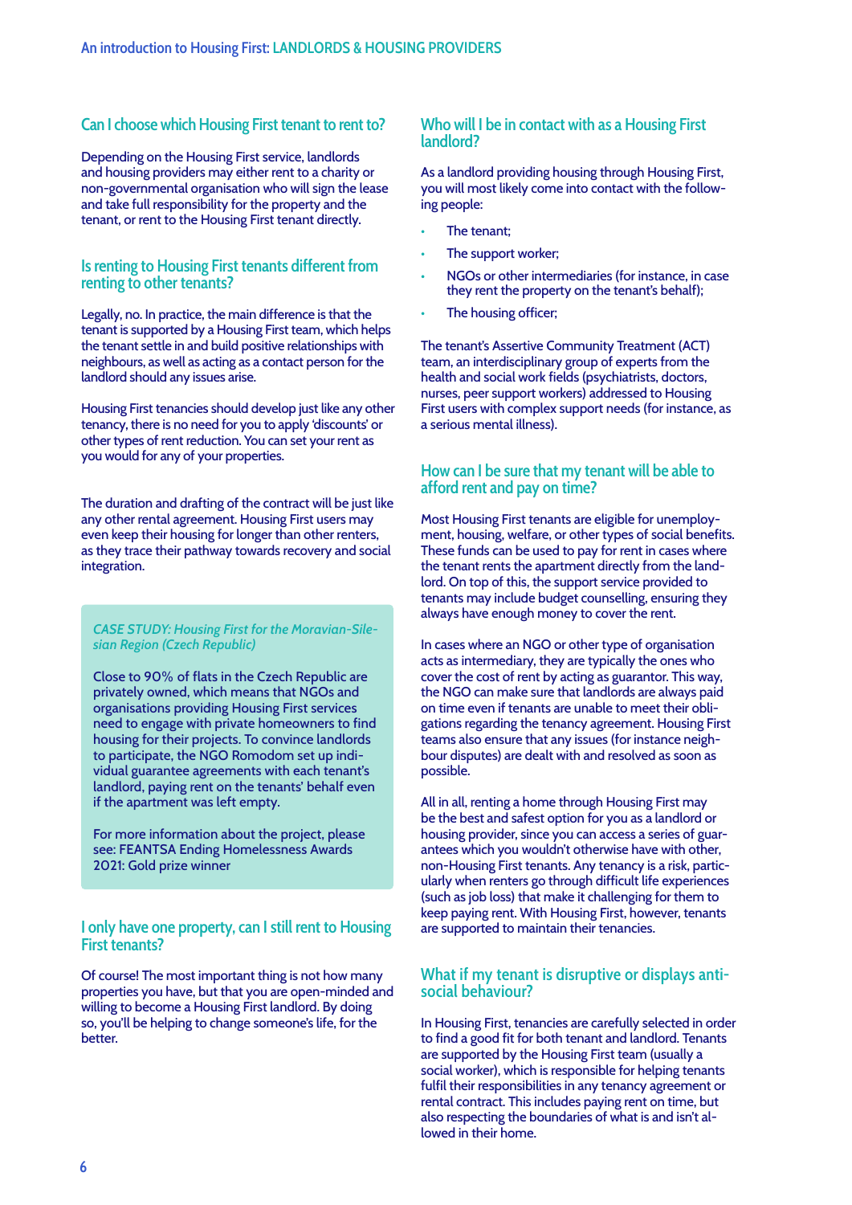## Can I choose which Housing First tenant to rent to?

Depending on the Housing First service, landlords and housing providers may either rent to a charity or non-governmental organisation who will sign the lease and take full responsibility for the property and the tenant, or rent to the Housing First tenant directly.

## Is renting to Housing First tenants different from renting to other tenants?

Legally, no. In practice, the main difference is that the tenant is supported by a Housing First team, which helps the tenant settle in and build positive relationships with neighbours, as well as acting as a contact person for the landlord should any issues arise.

Housing First tenancies should develop just like any other tenancy, there is no need for you to apply 'discounts' or other types of rent reduction. You can set your rent as you would for any of your properties.

The duration and drafting of the contract will be just like any other rental agreement. Housing First users may even keep their housing for longer than other renters, as they trace their pathway towards recovery and social integration.

> *CASE STUDY: Housing First for the Moravian-Silesian Region (Czech Republic)*
>
> Close to 90% of flats in the Czech Republic are privately owned, which means that NGOs and organisations providing Housing First services need to engage with private homeowners to find housing for their projects. To convince landlords to participate, the NGO Romodom set up individual guarantee agreements with each tenant's landlord, paying rent on the tenants' behalf even if the apartment was left empty.
>
> For more information about the project, please see: FEANTSA Ending Homelessness Awards 2021: Gold prize winner

## I only have one property, can I still rent to Housing First tenants?

Of course! The most important thing is not how many properties you have, but that you are open-minded and willing to become a Housing First landlord. By doing so, you'll be helping to change someone's life, for the better.

## Who will I be in contact with as a Housing First landlord?

As a landlord providing housing through Housing First, you will most likely come into contact with the following people:

- The tenant;
- The support worker;
- NGOs or other intermediaries (for instance, in case they rent the property on the tenant's behalf);
- The housing officer;

The tenant's Assertive Community Treatment (ACT) team, an interdisciplinary group of experts from the health and social work fields (psychiatrists, doctors, nurses, peer support workers) addressed to Housing First users with complex support needs (for instance, as a serious mental illness).

## How can I be sure that my tenant will be able to afford rent and pay on time?

Most Housing First tenants are eligible for unemployment, housing, welfare, or other types of social benefits. These funds can be used to pay for rent in cases where the tenant rents the apartment directly from the landlord. On top of this, the support service provided to tenants may include budget counselling, ensuring they always have enough money to cover the rent.

In cases where an NGO or other type of organisation acts as intermediary, they are typically the ones who cover the cost of rent by acting as guarantor. This way, the NGO can make sure that landlords are always paid on time even if tenants are unable to meet their obligations regarding the tenancy agreement. Housing First teams also ensure that any issues (for instance neighbour disputes) are dealt with and resolved as soon as possible.

All in all, renting a home through Housing First may be the best and safest option for you as a landlord or housing provider, since you can access a series of guarantees which you wouldn't otherwise have with other, non-Housing First tenants. Any tenancy is a risk, particularly when renters go through difficult life experiences (such as job loss) that make it challenging for them to keep paying rent. With Housing First, however, tenants are supported to maintain their tenancies.

## What if my tenant is disruptive or displays anti-social behaviour?

In Housing First, tenancies are carefully selected in order to find a good fit for both tenant and landlord. Tenants are supported by the Housing First team (usually a social worker), which is responsible for helping tenants fulfil their responsibilities in any tenancy agreement or rental contract. This includes paying rent on time, but also respecting the boundaries of what is and isn't allowed in their home.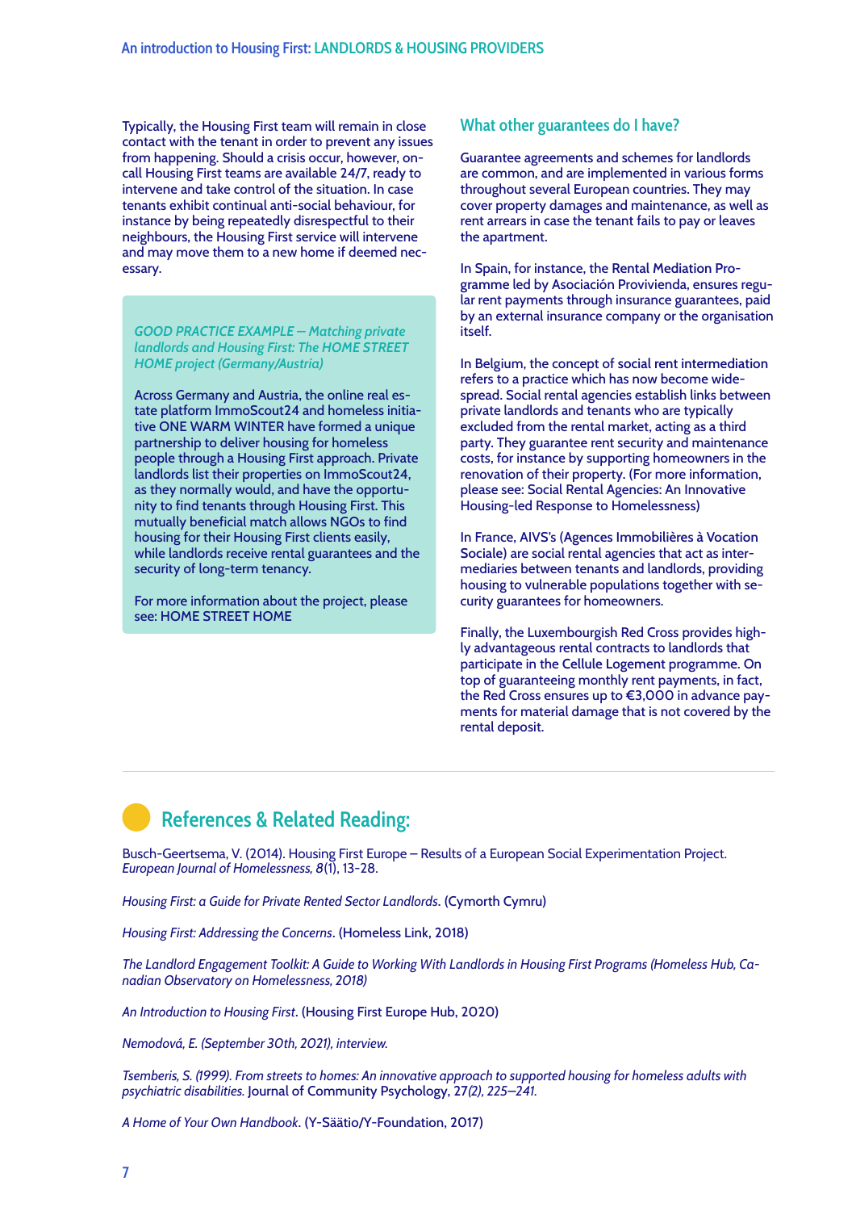Typically, the Housing First team will remain in close contact with the tenant in order to prevent any issues from happening. Should a crisis occur, however, on-call Housing First teams are available 24/7, ready to intervene and take control of the situation. In case tenants exhibit continual anti-social behaviour, for instance by being repeatedly disrespectful to their neighbours, the Housing First service will intervene and may move them to a new home if deemed necessary.

*GOOD PRACTICE EXAMPLE — Matching private landlords and Housing First: The HOME STREET HOME project (Germany/Austria)*

Across Germany and Austria, the online real estate platform ImmoScout24 and homeless initiative ONE WARM WINTER have formed a unique partnership to deliver housing for homeless people through a Housing First approach. Private landlords list their properties on ImmoScout24, as they normally would, and have the opportunity to find tenants through Housing First. This mutually beneficial match allows NGOs to find housing for their Housing First clients easily, while landlords receive rental guarantees and the security of long-term tenancy.

For more information about the project, please see: HOME STREET HOME

## What other guarantees do I have?

Guarantee agreements and schemes for landlords are common, and are implemented in various forms throughout several European countries. They may cover property damages and maintenance, as well as rent arrears in case the tenant fails to pay or leaves the apartment.

In Spain, for instance, the Rental Mediation Programme led by Asociación Provivienda, ensures regular rent payments through insurance guarantees, paid by an external insurance company or the organisation itself.

In Belgium, the concept of social rent intermediation refers to a practice which has now become widespread. Social rental agencies establish links between private landlords and tenants who are typically excluded from the rental market, acting as a third party. They guarantee rent security and maintenance costs, for instance by supporting homeowners in the renovation of their property. (For more information, please see: Social Rental Agencies: An Innovative Housing-led Response to Homelessness)

In France, AIVS's (Agences Immobilières à Vocation Sociale) are social rental agencies that act as intermediaries between tenants and landlords, providing housing to vulnerable populations together with security guarantees for homeowners.

Finally, the Luxembourgish Red Cross provides highly advantageous rental contracts to landlords that participate in the Cellule Logement programme. On top of guaranteeing monthly rent payments, in fact, the Red Cross ensures up to €3,000 in advance payments for material damage that is not covered by the rental deposit.

## References & Related Reading:

Busch-Geertsema, V. (2014). Housing First Europe – Results of a European Social Experimentation Project. *European Journal of Homelessness, 8*(1), 13-28.

*Housing First: a Guide for Private Rented Sector Landlords*. (Cymorth Cymru)

*Housing First: Addressing the Concerns*. (Homeless Link, 2018)

*The Landlord Engagement Toolkit: A Guide to Working With Landlords in Housing First Programs (Homeless Hub, Canadian Observatory on Homelessness, 2018)*

*An Introduction to Housing First*. (Housing First Europe Hub, 2020)

*Nemodová, E. (September 30th, 2021), interview.*

*Tsemberis, S. (1999). From streets to homes: An innovative approach to supported housing for homeless adults with psychiatric disabilities.* Journal of Community Psychology, 27*(2), 225–241.*

*A Home of Your Own Handbook*. (Y-Säätio/Y-Foundation, 2017)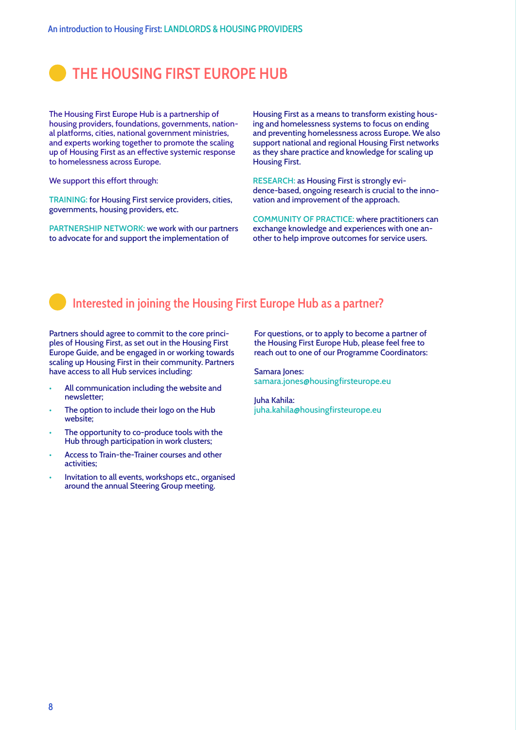# THE HOUSING FIRST EUROPE HUB

The Housing First Europe Hub is a partnership of housing providers, foundations, governments, national platforms, cities, national government ministries, and experts working together to promote the scaling up of Housing First as an effective systemic response to homelessness across Europe.

We support this effort through:

**TRAINING:** for Housing First service providers, cities, governments, housing providers, etc.

**PARTNERSHIP NETWORK:** we work with our partners to advocate for and support the implementation of Housing First as a means to transform existing housing and homelessness systems to focus on ending and preventing homelessness across Europe. We also support national and regional Housing First networks as they share practice and knowledge for scaling up Housing First.

**RESEARCH:** as Housing First is strongly evidence-based, ongoing research is crucial to the innovation and improvement of the approach.

**COMMUNITY OF PRACTICE:** where practitioners can exchange knowledge and experiences with one another to help improve outcomes for service users.

## Interested in joining the Housing First Europe Hub as a partner?

Partners should agree to commit to the core principles of Housing First, as set out in the Housing First Europe Guide, and be engaged in or working towards scaling up Housing First in their community. Partners have access to all Hub services including:

- All communication including the website and newsletter;
- The option to include their logo on the Hub website;
- The opportunity to co-produce tools with the Hub through participation in work clusters;
- Access to Train-the-Trainer courses and other activities;
- Invitation to all events, workshops etc., organised around the annual Steering Group meeting.

For questions, or to apply to become a partner of the Housing First Europe Hub, please feel free to reach out to one of our Programme Coordinators:

Samara Jones:
samara.jones@housingfirsteurope.eu

Juha Kahila:
juha.kahila@housingfirsteurope.eu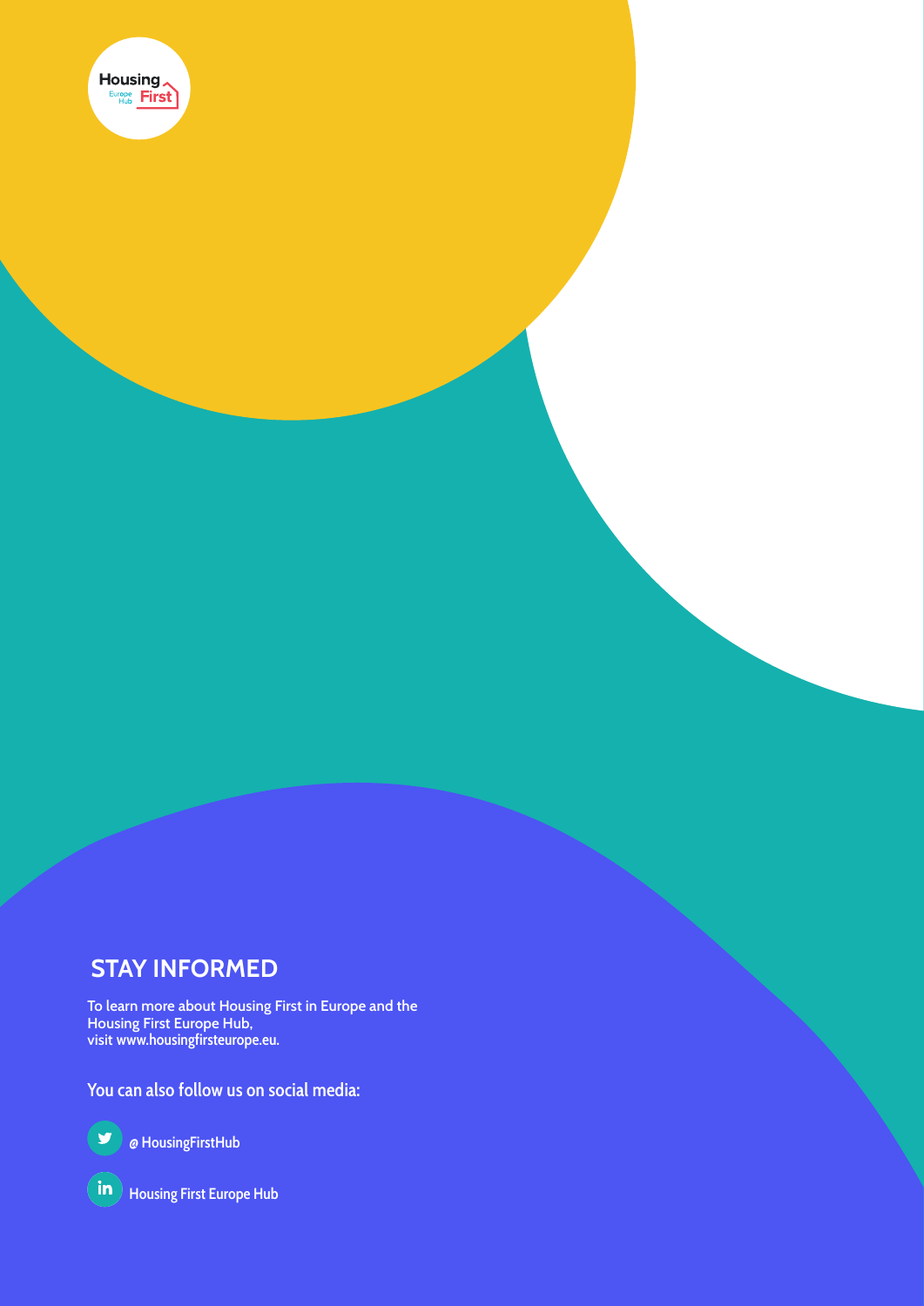Housing First Europe Hub

## STAY INFORMED

To learn more about Housing First in Europe and the Housing First Europe Hub, visit www.housingfirsteurope.eu.

You can also follow us on social media:

@ HousingFirstHub

Housing First Europe Hub